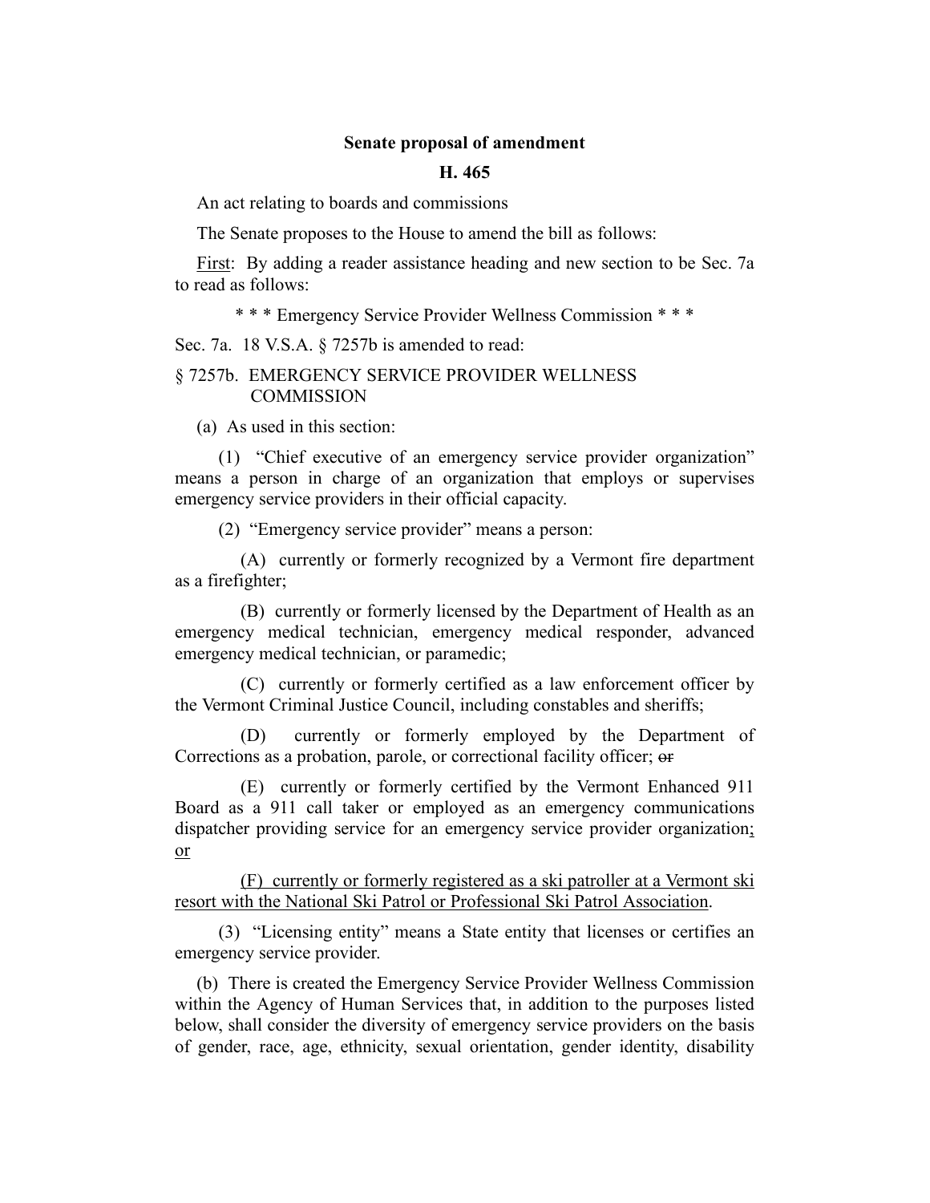**Senate proposal of amendment**

**H. 465**

An act relating to boards and commissions

The Senate proposes to the House to amend the bill as follows:

<u>First</u>: By adding a reader assistance heading and new section to be Sec. 7a to read as follows:

\* \* \* Emergency Service Provider Wellness Commission \* \* \*

Sec. 7a. 18 V.S.A. § 7257b is amended to read:

§ 7257b. EMERGENCY SERVICE PROVIDER WELLNESS COMMISSION

(a) As used in this section:

(1) "Chief executive of an emergency service provider organization" means a person in charge of an organization that employs or supervises emergency service providers in their official capacity.

(2) "Emergency service provider" means a person:

(A) currently or formerly recognized by a Vermont fire department as a firefighter;

(B) currently or formerly licensed by the Department of Health as an emergency medical technician, emergency medical responder, advanced emergency medical technician, or paramedic;

(C) currently or formerly certified as a law enforcement officer by the Vermont Criminal Justice Council, including constables and sheriffs;

(D) currently or formerly employed by the Department of Corrections as a probation, parole, or correctional facility officer; ~~or~~

(E) currently or formerly certified by the Vermont Enhanced 911 Board as a 911 call taker or employed as an emergency communications dispatcher providing service for an emergency service provider organization<u>; or</u>

<u>(F) currently or formerly registered as a ski patroller at a Vermont ski resort with the National Ski Patrol or Professional Ski Patrol Association</u>.

(3) "Licensing entity" means a State entity that licenses or certifies an emergency service provider.

(b) There is created the Emergency Service Provider Wellness Commission within the Agency of Human Services that, in addition to the purposes listed below, shall consider the diversity of emergency service providers on the basis of gender, race, age, ethnicity, sexual orientation, gender identity, disability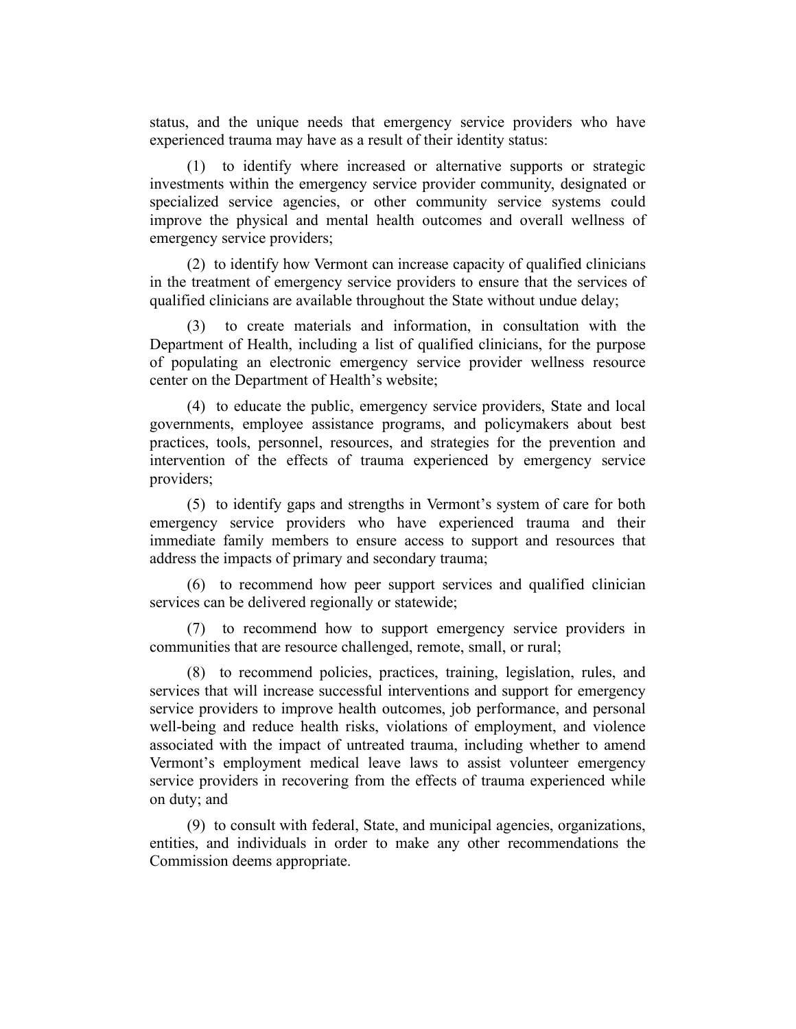status, and the unique needs that emergency service providers who have experienced trauma may have as a result of their identity status:

(1) to identify where increased or alternative supports or strategic investments within the emergency service provider community, designated or specialized service agencies, or other community service systems could improve the physical and mental health outcomes and overall wellness of emergency service providers;

(2) to identify how Vermont can increase capacity of qualified clinicians in the treatment of emergency service providers to ensure that the services of qualified clinicians are available throughout the State without undue delay;

(3) to create materials and information, in consultation with the Department of Health, including a list of qualified clinicians, for the purpose of populating an electronic emergency service provider wellness resource center on the Department of Health's website;

(4) to educate the public, emergency service providers, State and local governments, employee assistance programs, and policymakers about best practices, tools, personnel, resources, and strategies for the prevention and intervention of the effects of trauma experienced by emergency service providers;

(5) to identify gaps and strengths in Vermont's system of care for both emergency service providers who have experienced trauma and their immediate family members to ensure access to support and resources that address the impacts of primary and secondary trauma;

(6) to recommend how peer support services and qualified clinician services can be delivered regionally or statewide;

(7) to recommend how to support emergency service providers in communities that are resource challenged, remote, small, or rural;

(8) to recommend policies, practices, training, legislation, rules, and services that will increase successful interventions and support for emergency service providers to improve health outcomes, job performance, and personal well-being and reduce health risks, violations of employment, and violence associated with the impact of untreated trauma, including whether to amend Vermont's employment medical leave laws to assist volunteer emergency service providers in recovering from the effects of trauma experienced while on duty; and

(9) to consult with federal, State, and municipal agencies, organizations, entities, and individuals in order to make any other recommendations the Commission deems appropriate.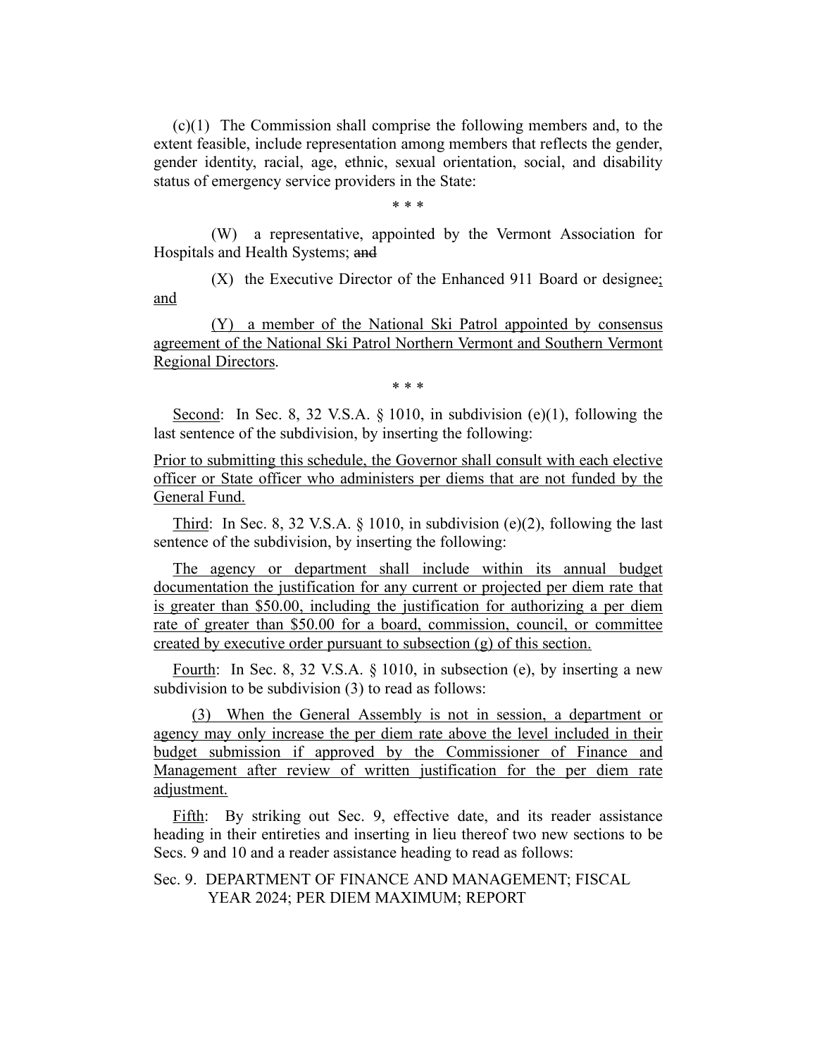(c)(1) The Commission shall comprise the following members and, to the extent feasible, include representation among members that reflects the gender, gender identity, racial, age, ethnic, sexual orientation, social, and disability status of emergency service providers in the State:

\* \* \*

(W) a representative, appointed by the Vermont Association for Hospitals and Health Systems; ~~and~~

(X) the Executive Director of the Enhanced 911 Board or designee; and

(Y) a member of the National Ski Patrol appointed by consensus agreement of the National Ski Patrol Northern Vermont and Southern Vermont Regional Directors.

\* \* \*

Second: In Sec. 8, 32 V.S.A. § 1010, in subdivision (e)(1), following the last sentence of the subdivision, by inserting the following:

Prior to submitting this schedule, the Governor shall consult with each elective officer or State officer who administers per diems that are not funded by the General Fund.

Third: In Sec. 8, 32 V.S.A. § 1010, in subdivision (e)(2), following the last sentence of the subdivision, by inserting the following:

The agency or department shall include within its annual budget documentation the justification for any current or projected per diem rate that is greater than $50.00, including the justification for authorizing a per diem rate of greater than $50.00 for a board, commission, council, or committee created by executive order pursuant to subsection (g) of this section.

Fourth: In Sec. 8, 32 V.S.A. § 1010, in subsection (e), by inserting a new subdivision to be subdivision (3) to read as follows:

(3) When the General Assembly is not in session, a department or agency may only increase the per diem rate above the level included in their budget submission if approved by the Commissioner of Finance and Management after review of written justification for the per diem rate adjustment.

Fifth: By striking out Sec. 9, effective date, and its reader assistance heading in their entireties and inserting in lieu thereof two new sections to be Secs. 9 and 10 and a reader assistance heading to read as follows:

Sec. 9. DEPARTMENT OF FINANCE AND MANAGEMENT; FISCAL YEAR 2024; PER DIEM MAXIMUM; REPORT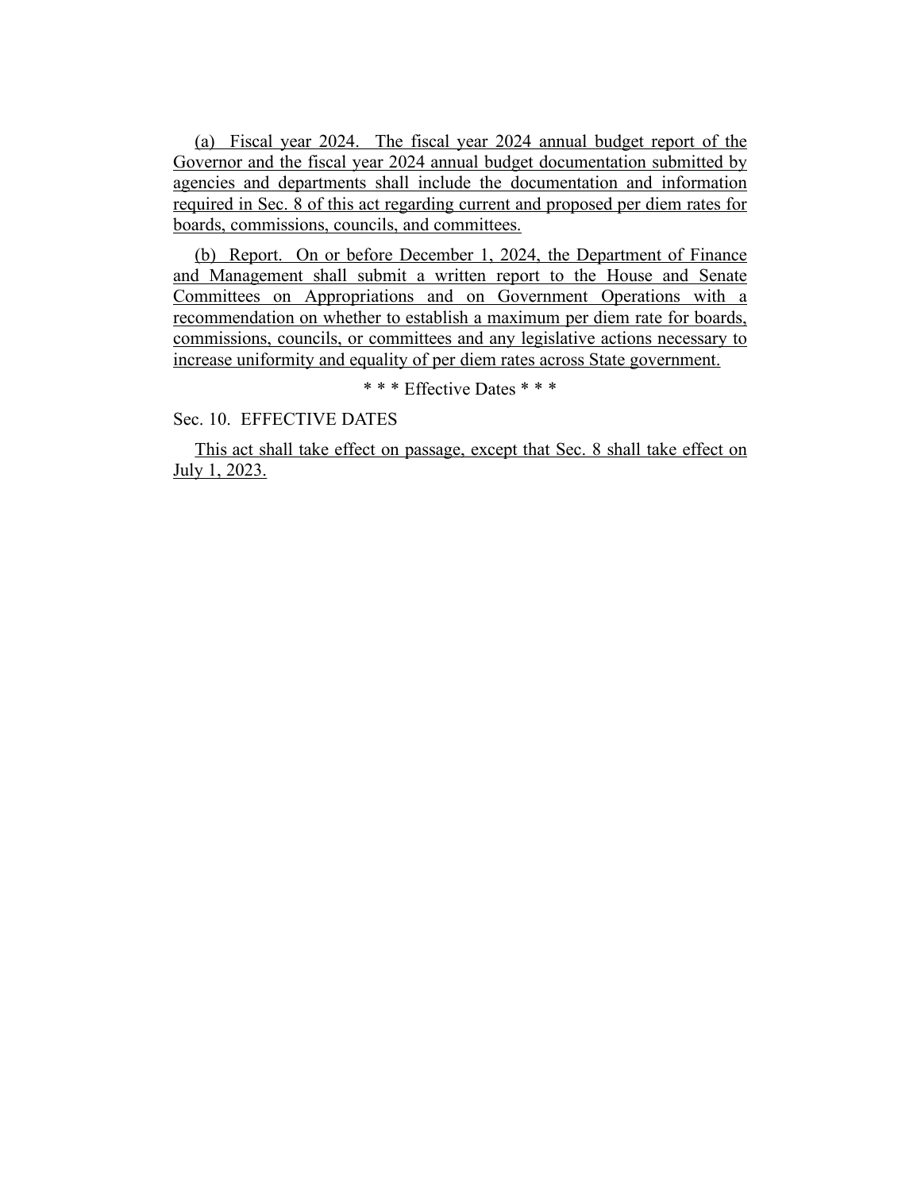(a) Fiscal year 2024. The fiscal year 2024 annual budget report of the Governor and the fiscal year 2024 annual budget documentation submitted by agencies and departments shall include the documentation and information required in Sec. 8 of this act regarding current and proposed per diem rates for boards, commissions, councils, and committees.

(b) Report. On or before December 1, 2024, the Department of Finance and Management shall submit a written report to the House and Senate Committees on Appropriations and on Government Operations with a recommendation on whether to establish a maximum per diem rate for boards, commissions, councils, or committees and any legislative actions necessary to increase uniformity and equality of per diem rates across State government.

\* \* \* Effective Dates \* \* \*

Sec. 10. EFFECTIVE DATES

This act shall take effect on passage, except that Sec. 8 shall take effect on July 1, 2023.